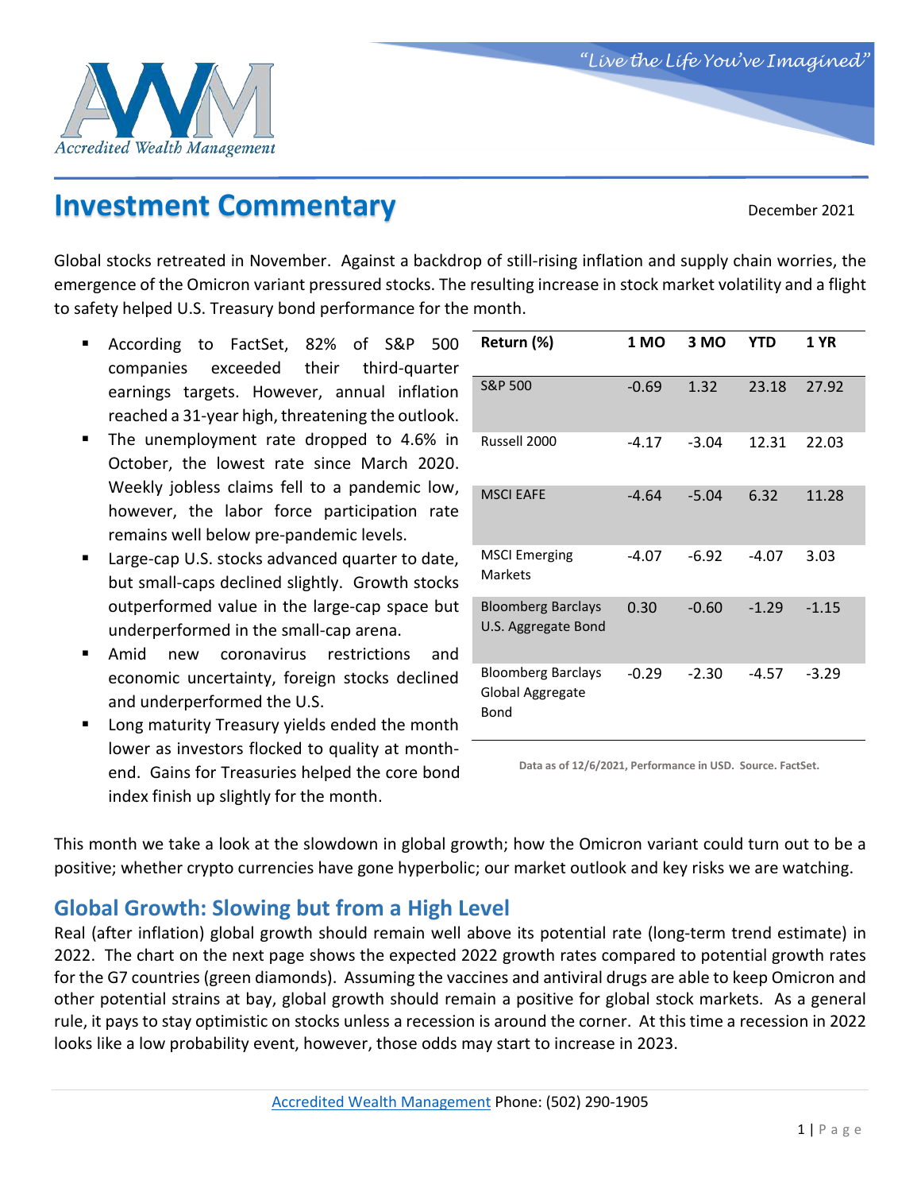Accredited Wealth Management

*"Live the Life You've Imagined"*

# Investment Commentary

December 2021

Global stocks retreated in November. Against a backdrop of still-rising inflation and supply chain worries, the emergence of the Omicron variant pressured stocks. The resulting increase in stock market volatility and a flight to safety helped U.S. Treasury bond performance for the month.

- According to FactSet, 82% of S&P 500 companies exceeded their third-quarter earnings targets. However, annual inflation reached a 31-year high, threatening the outlook.
- The unemployment rate dropped to 4.6% in October, the lowest rate since March 2020. Weekly jobless claims fell to a pandemic low, however, the labor force participation rate remains well below pre-pandemic levels.
- Large-cap U.S. stocks advanced quarter to date, but small-caps declined slightly. Growth stocks outperformed value in the large-cap space but underperformed in the small-cap arena.
- Amid new coronavirus restrictions and economic uncertainty, foreign stocks declined and underperformed the U.S.
- Long maturity Treasury yields ended the month lower as investors flocked to quality at month-end. Gains for Treasuries helped the core bond index finish up slightly for the month.

| Return (%) | 1 MO | 3 MO | YTD | 1 YR |
|---|---|---|---|---|
| S&P 500 | -0.69 | 1.32 | 23.18 | 27.92 |
| Russell 2000 | -4.17 | -3.04 | 12.31 | 22.03 |
| MSCI EAFE | -4.64 | -5.04 | 6.32 | 11.28 |
| MSCI Emerging Markets | -4.07 | -6.92 | -4.07 | 3.03 |
| Bloomberg Barclays U.S. Aggregate Bond | 0.30 | -0.60 | -1.29 | -1.15 |
| Bloomberg Barclays Global Aggregate Bond | -0.29 | -2.30 | -4.57 | -3.29 |

**Data as of 12/6/2021, Performance in USD. Source. FactSet.**

This month we take a look at the slowdown in global growth; how the Omicron variant could turn out to be a positive; whether crypto currencies have gone hyperbolic; our market outlook and key risks we are watching.

## Global Growth: Slowing but from a High Level

Real (after inflation) global growth should remain well above its potential rate (long-term trend estimate) in 2022. The chart on the next page shows the expected 2022 growth rates compared to potential growth rates for the G7 countries (green diamonds). Assuming the vaccines and antiviral drugs are able to keep Omicron and other potential strains at bay, global growth should remain a positive for global stock markets. As a general rule, it pays to stay optimistic on stocks unless a recession is around the corner. At this time a recession in 2022 looks like a low probability event, however, those odds may start to increase in 2023.

Accredited Wealth Management Phone: (502) 290-1905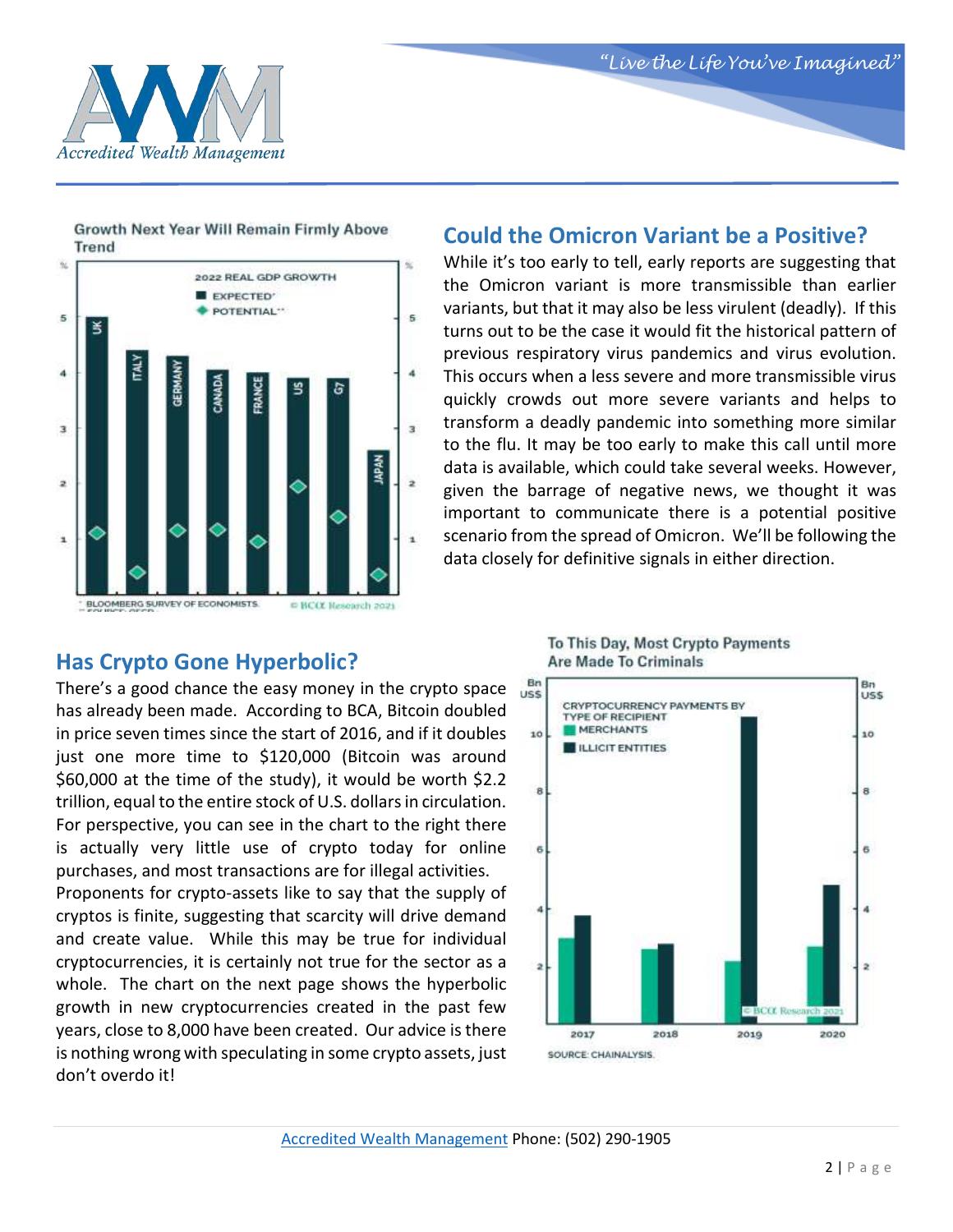Growth Next Year Will Remain Firmly Above Trend

## Could the Omicron Variant be a Positive?

While it's too early to tell, early reports are suggesting that the Omicron variant is more transmissible than earlier variants, but that it may also be less virulent (deadly). If this turns out to be the case it would fit the historical pattern of previous respiratory virus pandemics and virus evolution. This occurs when a less severe and more transmissible virus quickly crowds out more severe variants and helps to transform a deadly pandemic into something more similar to the flu. It may be too early to make this call until more data is available, which could take several weeks. However, given the barrage of negative news, we thought it was important to communicate there is a potential positive scenario from the spread of Omicron. We'll be following the data closely for definitive signals in either direction.

## Has Crypto Gone Hyperbolic?

There's a good chance the easy money in the crypto space has already been made. According to BCA, Bitcoin doubled in price seven times since the start of 2016, and if it doubles just one more time to $120,000 (Bitcoin was around $60,000 at the time of the study), it would be worth $2.2 trillion, equal to the entire stock of U.S. dollars in circulation. For perspective, you can see in the chart to the right there is actually very little use of crypto today for online purchases, and most transactions are for illegal activities.

Proponents for crypto-assets like to say that the supply of cryptos is finite, suggesting that scarcity will drive demand and create value. While this may be true for individual cryptocurrencies, it is certainly not true for the sector as a whole. The chart on the next page shows the hyperbolic growth in new cryptocurrencies created in the past few years, close to 8,000 have been created. Our advice is there is nothing wrong with speculating in some crypto assets, just don't overdo it!

To This Day, Most Crypto Payments Are Made To Criminals

Accredited Wealth Management Phone: (502) 290-1905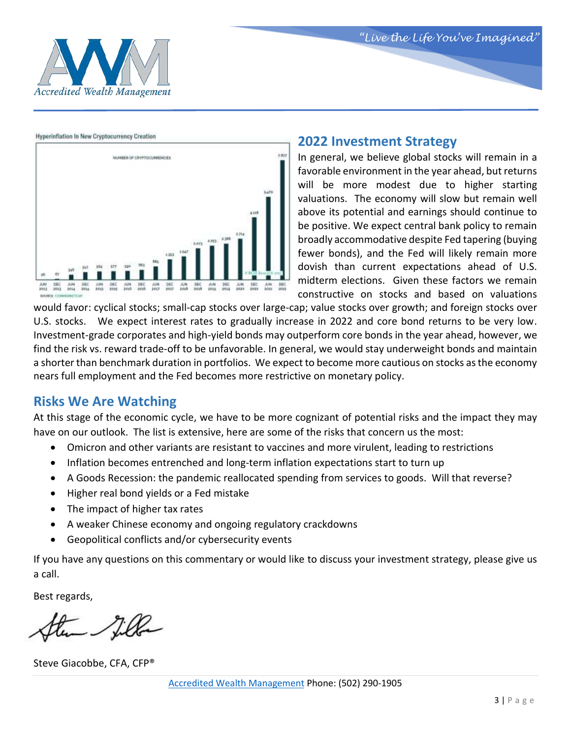Hyperinflation In New Cryptocurrency Creation

NUMBER OF CRYPTOCURRENCIES

26, 67, 346, 517, 504, 577, 590, 562, 886, 1,353, 1,547, 2,073, 2,253, 2,368, 2,714, 4,118, 5,470, 7,877

JUN 2013, DEC 2013, JUN 2014, DEC 2014, JUN 2015, DEC 2015, JUN 2016, DEC 2016, JUN 2017, DEC 2017, JUN 2018, DEC 2018, JUN 2019, DEC 2019, JUN 2020, DEC 2020, JUN 2021, DEC 2021

SOURCE: COINMARKETCAP

© BCA Research 2021

## 2022 Investment Strategy

In general, we believe global stocks will remain in a favorable environment in the year ahead, but returns will be more modest due to higher starting valuations. The economy will slow but remain well above its potential and earnings should continue to be positive. We expect central bank policy to remain broadly accommodative despite Fed tapering (buying fewer bonds), and the Fed will likely remain more dovish than current expectations ahead of U.S. midterm elections. Given these factors we remain constructive on stocks and based on valuations would favor: cyclical stocks; small-cap stocks over large-cap; value stocks over growth; and foreign stocks over U.S. stocks. We expect interest rates to gradually increase in 2022 and core bond returns to be very low. Investment-grade corporates and high-yield bonds may outperform core bonds in the year ahead, however, we find the risk vs. reward trade-off to be unfavorable. In general, we would stay underweight bonds and maintain a shorter than benchmark duration in portfolios. We expect to become more cautious on stocks as the economy nears full employment and the Fed becomes more restrictive on monetary policy.

## Risks We Are Watching

At this stage of the economic cycle, we have to be more cognizant of potential risks and the impact they may have on our outlook. The list is extensive, here are some of the risks that concern us the most:

- Omicron and other variants are resistant to vaccines and more virulent, leading to restrictions
- Inflation becomes entrenched and long-term inflation expectations start to turn up
- A Goods Recession: the pandemic reallocated spending from services to goods. Will that reverse?
- Higher real bond yields or a Fed mistake
- The impact of higher tax rates
- A weaker Chinese economy and ongoing regulatory crackdowns
- Geopolitical conflicts and/or cybersecurity events

If you have any questions on this commentary or would like to discuss your investment strategy, please give us a call.

Best regards,

Steve Giacobbe, CFA, CFP®

Accredited Wealth Management Phone: (502) 290-1905